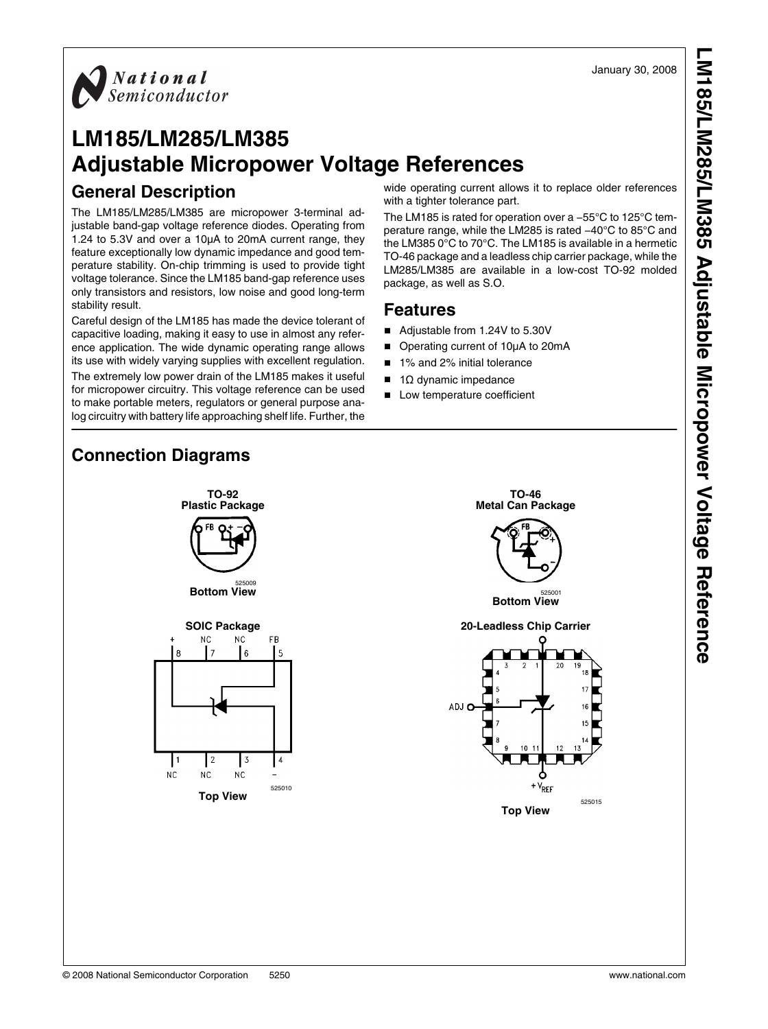January 30, 2008

# LM185/LM285/LM385 Adjustable Micropower Voltage References

## General Description

The LM185/LM285/LM385 are micropower 3-terminal adjustable band-gap voltage reference diodes. Operating from 1.24 to 5.3V and over a 10μA to 20mA current range, they feature exceptionally low dynamic impedance and good temperature stability. On-chip trimming is used to provide tight voltage tolerance. Since the LM185 band-gap reference uses only transistors and resistors, low noise and good long-term stability result.

Careful design of the LM185 has made the device tolerant of capacitive loading, making it easy to use in almost any reference application. The wide dynamic operating range allows its use with widely varying supplies with excellent regulation.

The extremely low power drain of the LM185 makes it useful for micropower circuitry. This voltage reference can be used to make portable meters, regulators or general purpose analog circuitry with battery life approaching shelf life. Further, the wide operating current allows it to replace older references with a tighter tolerance part.

The LM185 is rated for operation over a −55°C to 125°C temperature range, while the LM285 is rated −40°C to 85°C and the LM385 0°C to 70°C. The LM185 is available in a hermetic TO-46 package and a leadless chip carrier package, while the LM285/LM385 are available in a low-cost TO-92 molded package, as well as S.O.

## Features

- Adjustable from 1.24V to 5.30V
- Operating current of 10μA to 20mA
- 1% and 2% initial tolerance
- 1Ω dynamic impedance
- Low temperature coefficient

## Connection Diagrams

**TO-92 Plastic Package**

FB + −

525009

**Bottom View**

**TO-46 Metal Can Package**

FB + −

525001

**Bottom View**

**SOIC Package**

+ 8, NC 7, NC 6, FB 5

1 NC, 2 NC, 3 NC, 4 −

525010

**Top View**

**20-Leadless Chip Carrier**

ADJ

$+V_{REF}$

525015

**Top View**

© 2008 National Semiconductor Corporation 5250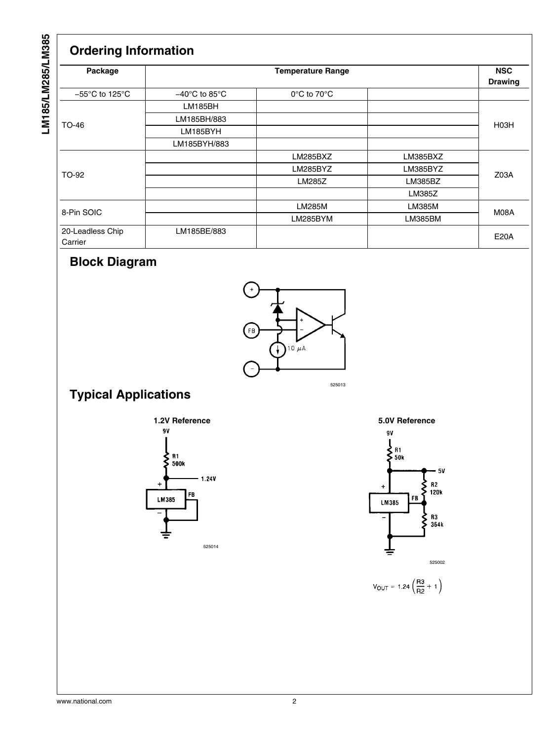## Ordering Information

| Package | Temperature Range | | | NSC Drawing |
|---|---|---|---|---|
| | −55°C to 125°C | −40°C to 85°C | 0°C to 70°C | |
| TO-46 | LM185BH | | | H03H |
| | LM185BH/883 | | | |
| | LM185BYH | | | |
| | LM185BYH/883 | | | |
| TO-92 | | LM285BXZ | LM385BXZ | Z03A |
| | | LM285BYZ | LM385BYZ | |
| | | LM285Z | LM385BZ | |
| | | | LM385Z | |
| 8-Pin SOIC | | LM285M | LM385M | M08A |
| | | LM285BYM | LM385BM | |
| 20-Leadless Chip Carrier | LM185BE/883 | | | E20A |

## Block Diagram

525013

## Typical Applications

**1.2V Reference**

525014

**5.0V Reference**

525002

$$V_{OUT} = 1.24\left(\frac{R3}{R2} + 1\right)$$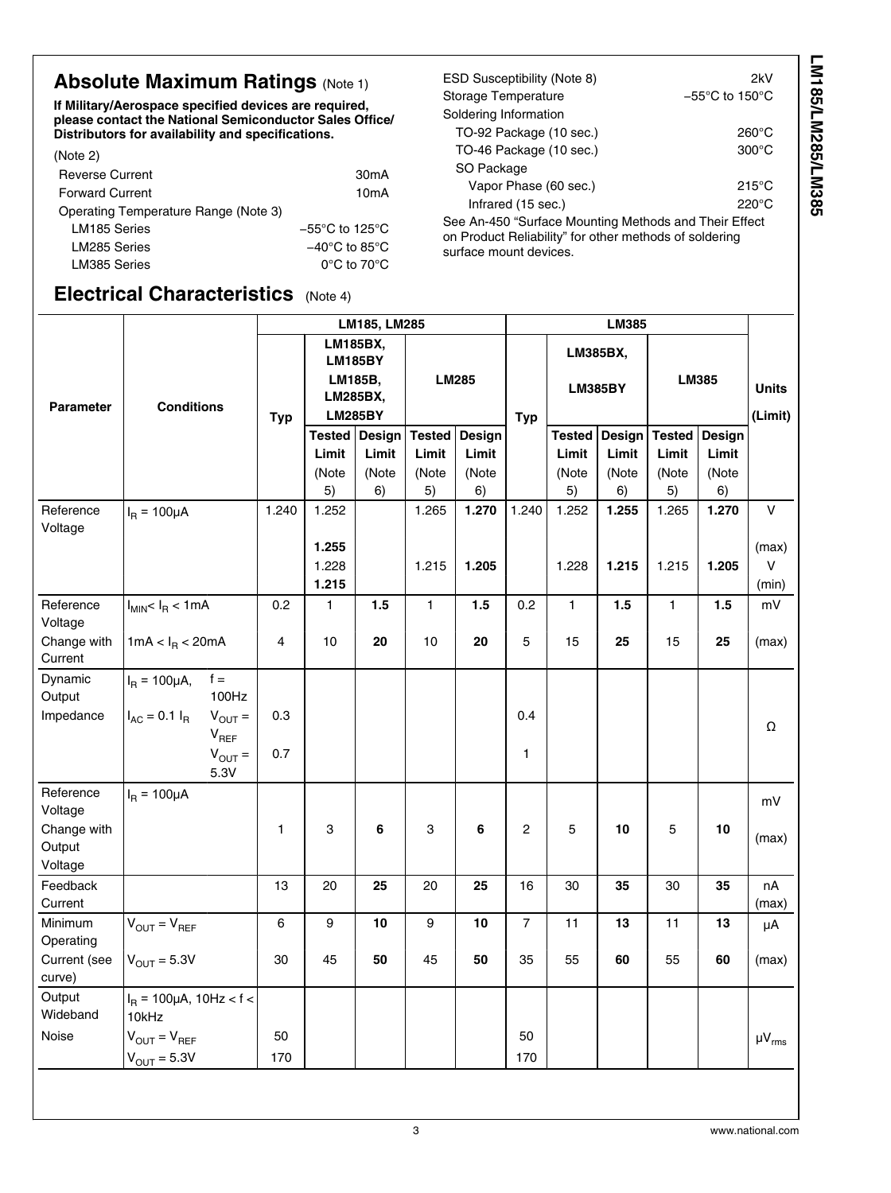## Absolute Maximum Ratings (Note 1)

**If Military/Aerospace specified devices are required, please contact the National Semiconductor Sales Office/ Distributors for availability and specifications.**

(Note 2)

| | |
|---|---|
| Reverse Current | 30mA |
| Forward Current | 10mA |
| Operating Temperature Range (Note 3) | |
| LM185 Series | −55°C to 125°C |
| LM285 Series | −40°C to 85°C |
| LM385 Series | 0°C to 70°C |
| ESD Susceptibility (Note 8) | 2kV |
| Storage Temperature | −55°C to 150°C |
| Soldering Information | |
| TO-92 Package (10 sec.) | 260°C |
| TO-46 Package (10 sec.) | 300°C |
| SO Package | |
| Vapor Phase (60 sec.) | 215°C |
| Infrared (15 sec.) | 220°C |

See An-450 “Surface Mounting Methods and Their Effect on Product Reliability” for other methods of soldering surface mount devices.

## Electrical Characteristics (Note 4)

| Parameter | Conditions | | LM185, LM285 | | | | | LM385 | | | | | Units |
|---|---|---|---|---|---|---|---|---|---|---|---|---|---|
| | | | Typ | LM185BX, LM185BY LM185B, LM285BX, LM285BY | | LM285 | | Typ | LM385BX, LM385BY | | LM385 | | (Limit) |
| | | | | Tested Limit (Note 5) | Design Limit (Note 6) | Tested Limit (Note 5) | Design Limit (Note 6) | | Tested Limit (Note 5) | Design Limit (Note 6) | Tested Limit (Note 5) | Design Limit (Note 6) | |
| Reference Voltage | $I_R$ = 100µA | | 1.240 | 1.252 **1.255** | | 1.265 | **1.270** | 1.240 | 1.252 | **1.255** | 1.265 | **1.270** | V (max) |
| | | | | 1.228 **1.215** | | 1.215 | **1.205** | | 1.228 | **1.215** | 1.215 | **1.205** | V (min) |
| Reference Voltage Change with Current | $I_{MIN}$< $I_R$ < 1mA | | 0.2 | 1 | **1.5** | 1 | **1.5** | 0.2 | 1 | **1.5** | 1 | **1.5** | mV |
| | 1mA < $I_R$ < 20mA | | 4 | 10 | **20** | 10 | **20** | 5 | 15 | **25** | 15 | **25** | (max) |
| Dynamic Output Impedance | $I_R$ = 100µA, $I_{AC}$ = 0.1 $I_R$ | f = 100Hz | | | | | | | | | | | |
| | | $V_{OUT}$ = $V_{REF}$ | 0.3 | | | | | 0.4 | | | | | Ω |
| | | $V_{OUT}$ = 5.3V | 0.7 | | | | | 1 | | | | | |
| Reference Voltage Change with Output Voltage | $I_R$ = 100µA | | 1 | 3 | **6** | 3 | **6** | 2 | 5 | **10** | 5 | **10** | mV (max) |
| Feedback Current | | | 13 | 20 | **25** | 20 | **25** | 16 | 30 | **35** | 30 | **35** | nA (max) |
| Minimum Operating Current (see curve) | $V_{OUT}$ = $V_{REF}$ | | 6 | 9 | **10** | 9 | **10** | 7 | 11 | **13** | 11 | **13** | µA |
| | $V_{OUT}$ = 5.3V | | 30 | 45 | **50** | 45 | **50** | 35 | 55 | **60** | 55 | **60** | (max) |
| Output Wideband Noise | $I_R$ = 100µA, 10Hz < f < 10kHz | | | | | | | | | | | | |
| | $V_{OUT}$ = $V_{REF}$ | | 50 | | | | | 50 | | | | | $\mu V_{rms}$ |
| | $V_{OUT}$ = 5.3V | | 170 | | | | | 170 | | | | | |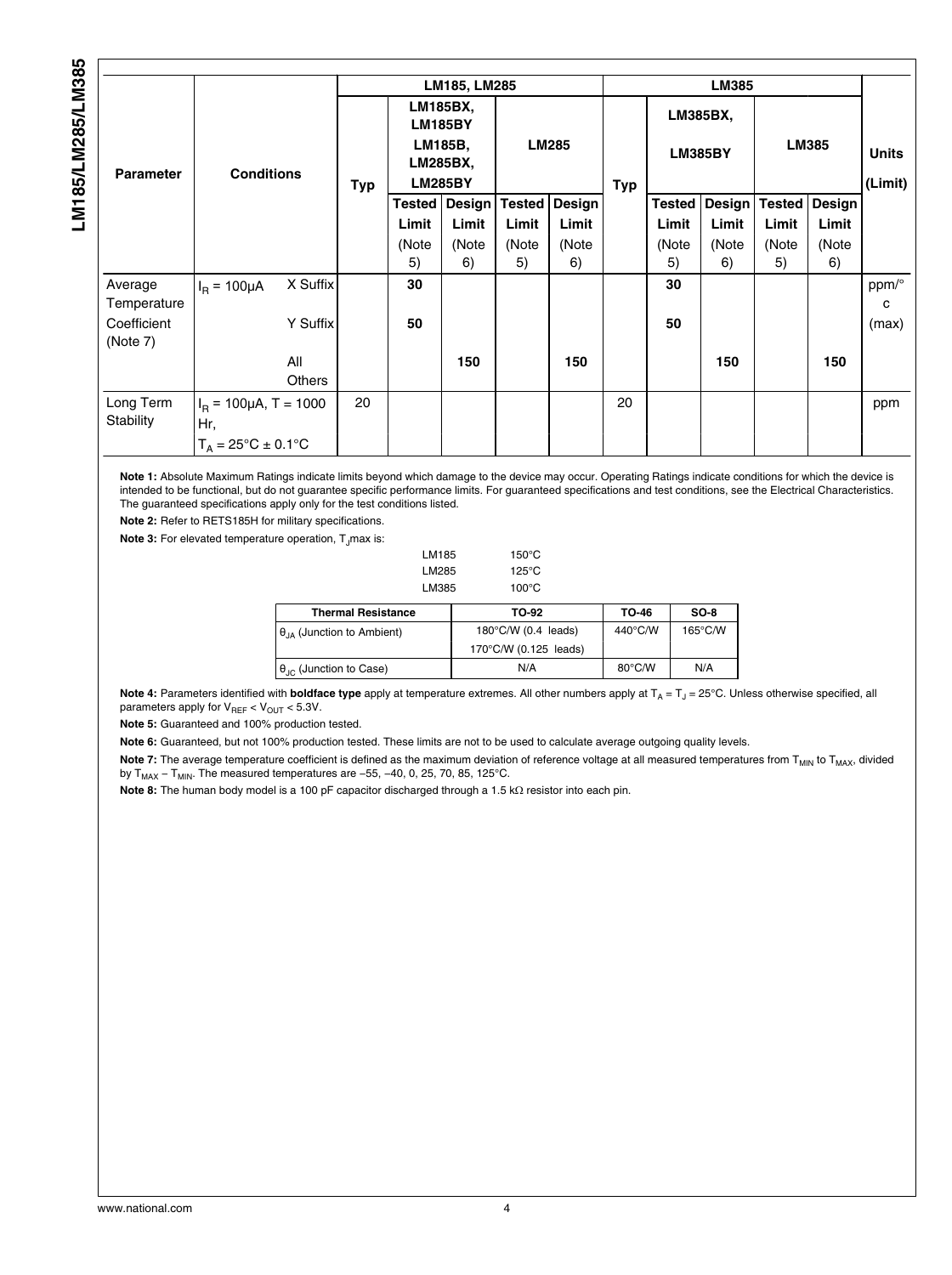| Parameter | Conditions | | LM185, LM285 | | | | | LM385 | | | | | Units (Limit) |
|---|---|---|---|---|---|---|---|---|---|---|---|---|---|
| | | | Typ | LM185BX, LM185BY LM185B, LM285BX, LM285BY | | LM285 | | Typ | LM385BX, LM385BY | | LM385 | | |
| | | | | Tested Limit (Note 5) | Design Limit (Note 6) | Tested Limit (Note 5) | Design Limit (Note 6) | | Tested Limit (Note 5) | Design Limit (Note 6) | Tested Limit (Note 5) | Design Limit (Note 6) | |
| Average Temperature Coefficient (Note 7) | $I_R$ = 100μA | X Suffix | | **30** | | | | | **30** | | | | ppm/°C (max) |
| | | Y Suffix | | **50** | | | | | **50** | | | | |
| | | All Others | | | **150** | | **150** | | | **150** | | **150** | |
| Long Term Stability | $I_R$ = 100μA, T = 1000 Hr, $T_A$ = 25°C ± 0.1°C | | 20 | | | | | 20 | | | | | ppm |

**Note 1:** Absolute Maximum Ratings indicate limits beyond which damage to the device may occur. Operating Ratings indicate conditions for which the device is intended to be functional, but do not guarantee specific performance limits. For guaranteed specifications and test conditions, see the Electrical Characteristics. The guaranteed specifications apply only for the test conditions listed.

**Note 2:** Refer to RETS185H for military specifications.

**Note 3:** For elevated temperature operation, $T_J$max is:

| | |
|---|---|
| LM185 | 150°C |
| LM285 | 125°C |
| LM385 | 100°C |

| Thermal Resistance | TO-92 | TO-46 | SO-8 |
|---|---|---|---|
| $\theta_{JA}$ (Junction to Ambient) | 180°C/W (0.4 leads) 170°C/W (0.125 leads) | 440°C/W | 165°C/W |
| $\theta_{JC}$ (Junction to Case) | N/A | 80°C/W | N/A |

**Note 4:** Parameters identified with **boldface type** apply at temperature extremes. All other numbers apply at $T_A = T_J$ = 25°C. Unless otherwise specified, all parameters apply for $V_{REF} < V_{OUT} < 5.3V$.

**Note 5:** Guaranteed and 100% production tested.

**Note 6:** Guaranteed, but not 100% production tested. These limits are not to be used to calculate average outgoing quality levels.

**Note 7:** The average temperature coefficient is defined as the maximum deviation of reference voltage at all measured temperatures from $T_{MIN}$ to $T_{MAX}$, divided by $T_{MAX} - T_{MIN}$. The measured temperatures are −55, −40, 0, 25, 70, 85, 125°C.

**Note 8:** The human body model is a 100 pF capacitor discharged through a 1.5 kΩ resistor into each pin.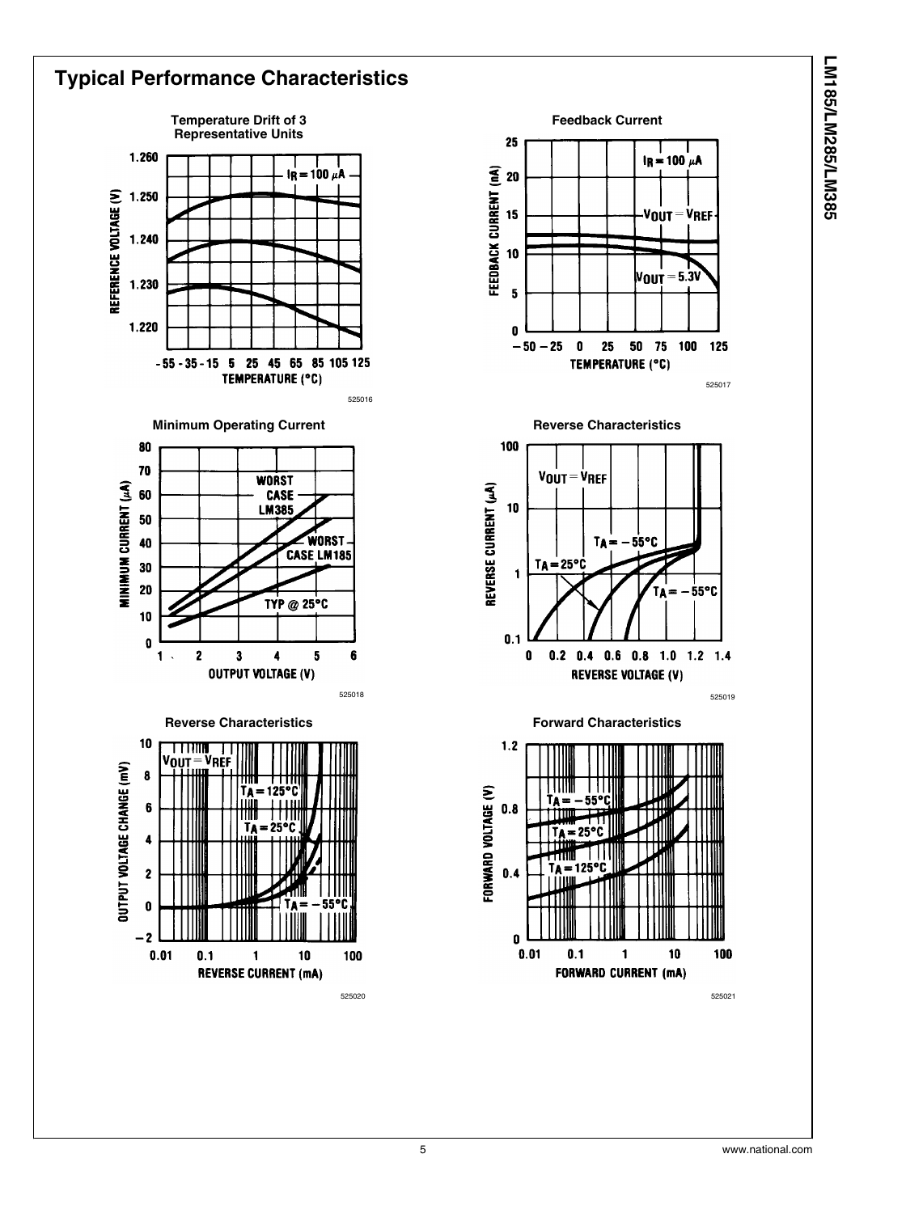## Typical Performance Characteristics

**Temperature Drift of 3 Representative Units**

525016

**Feedback Current**

525017

**Minimum Operating Current**

525018

**Reverse Characteristics**

525019

**Reverse Characteristics**

525020

**Forward Characteristics**

525021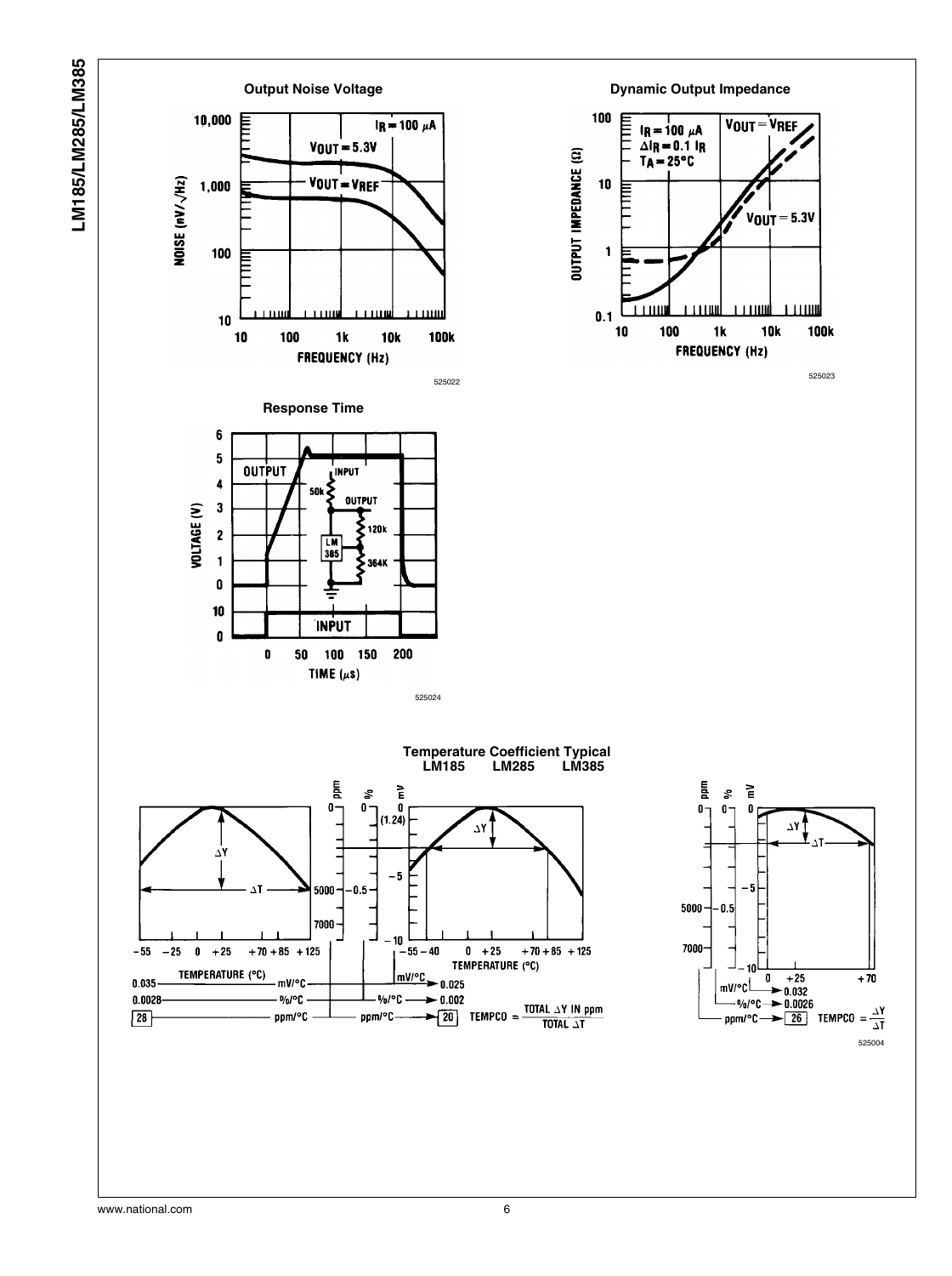**Output Noise Voltage**

525022

**Dynamic Output Impedance**

525023

**Response Time**

525024

**Temperature Coefficient Typical**
**LM185 LM285 LM385**

$$\text{TEMPCO} = \frac{\text{TOTAL } \Delta Y \text{ IN ppm}}{\text{TOTAL } \Delta T}$$

$$\text{TEMPCO} = \frac{\Delta Y}{\Delta T}$$

525004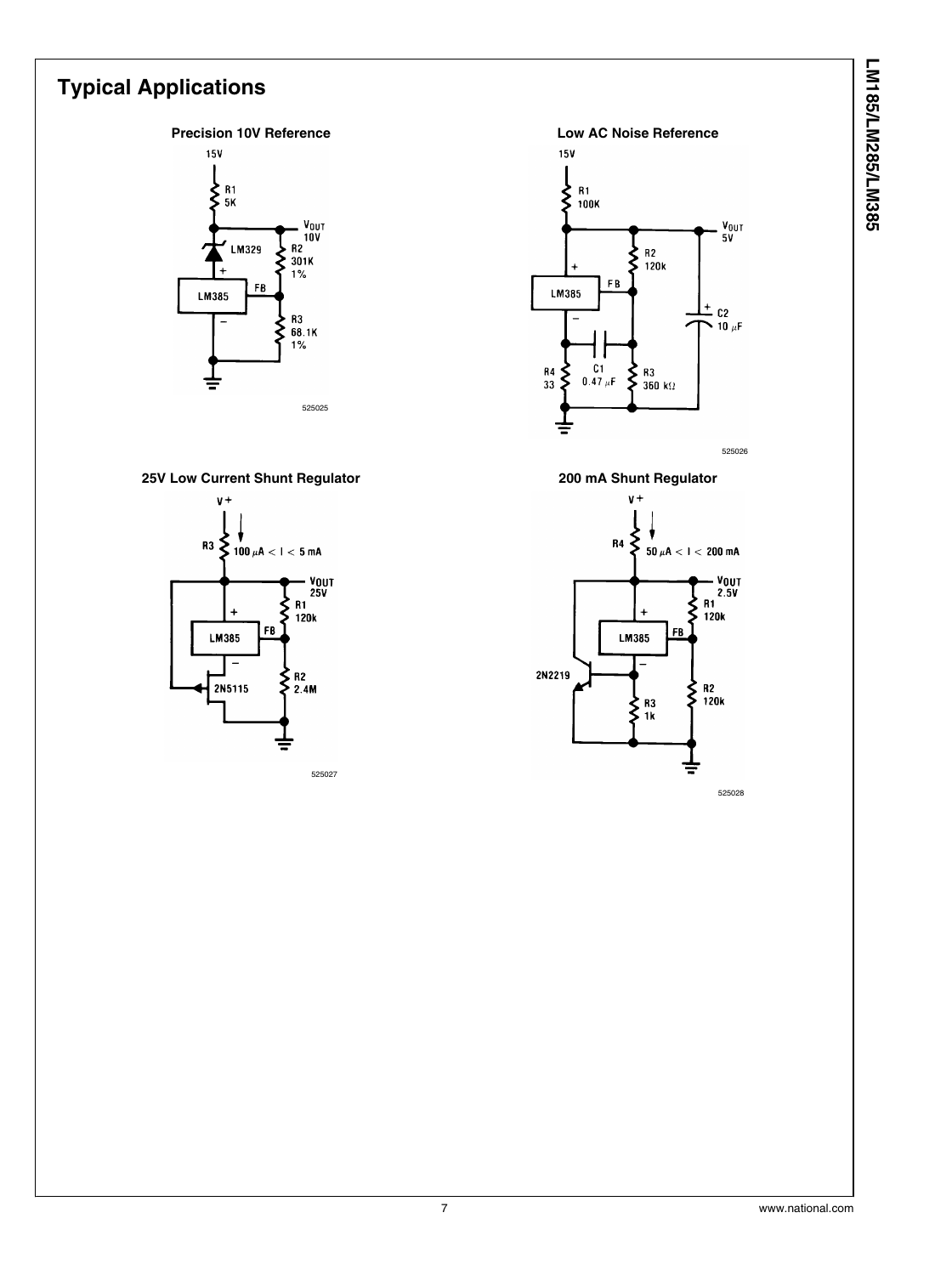## Typical Applications

**Precision 10V Reference**

15V

R1 5K

$V_{OUT}$ 10V

LM329

R2 301K 1%

FB

LM385

R3 68.1K 1%

525025

**Low AC Noise Reference**

15V

R1 100K

$V_{OUT}$ 5V

R2 120k

FB

LM385

C2 10 μF

C1 0.47 μF

R4 33

R3 360 kΩ

525026

**25V Low Current Shunt Regulator**

V+

R3

100 μA < I < 5 mA

$V_{OUT}$ 25V

R1 120k

LM385

FB

2N5115

R2 2.4M

525027

**200 mA Shunt Regulator**

V+

R4

50 μA < I < 200 mA

$V_{OUT}$ 2.5V

R1 120k

LM385

FB

2N2219

R3 1k

R2 120k

525028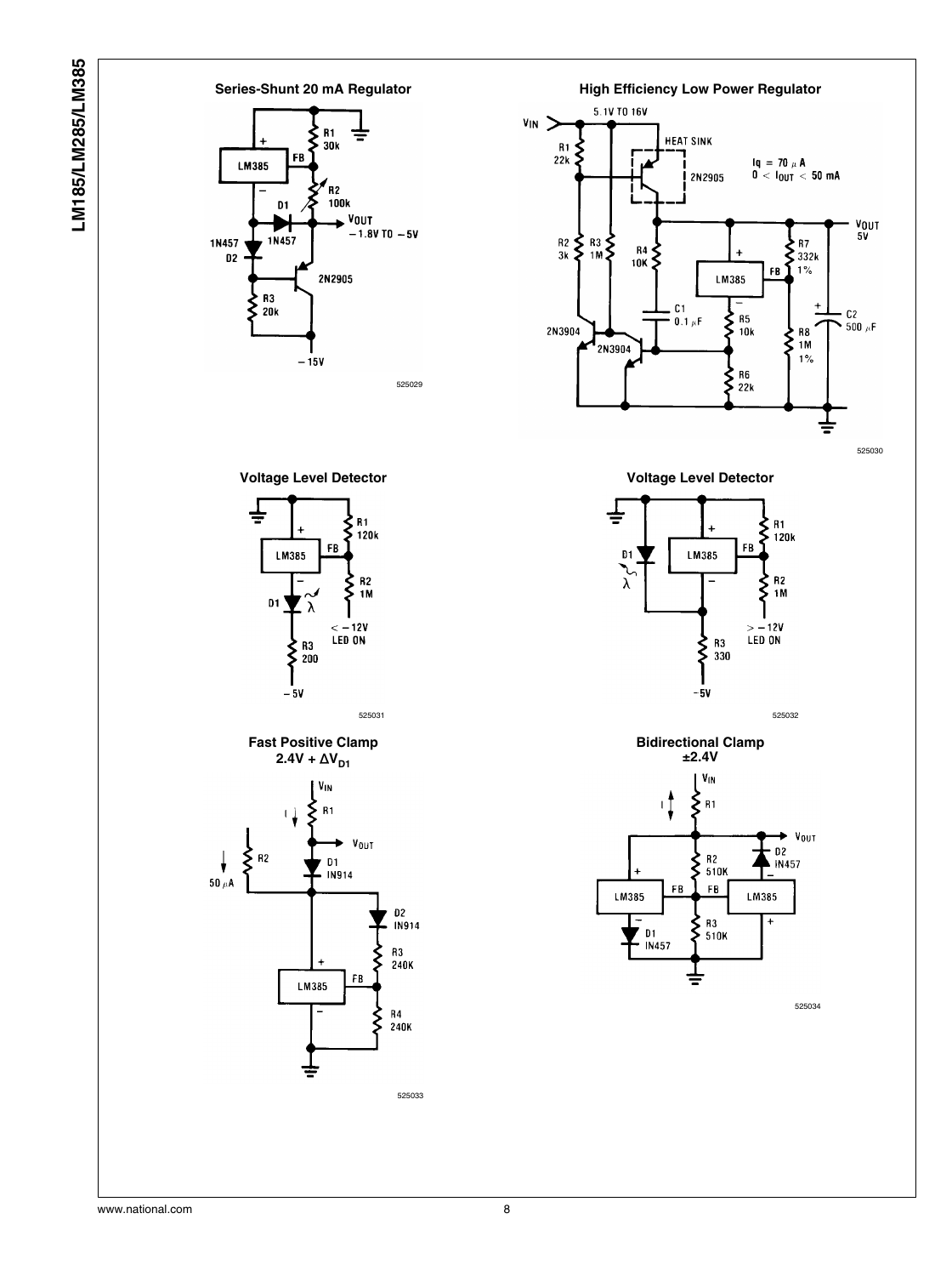### Series-Shunt 20 mA Regulator

525029

### High Efficiency Low Power Regulator

525030

### Voltage Level Detector

525031

### Voltage Level Detector

525032

### Fast Positive Clamp $2.4V + \Delta V_{D1}$

525033

### Bidirectional Clamp ±2.4V

525034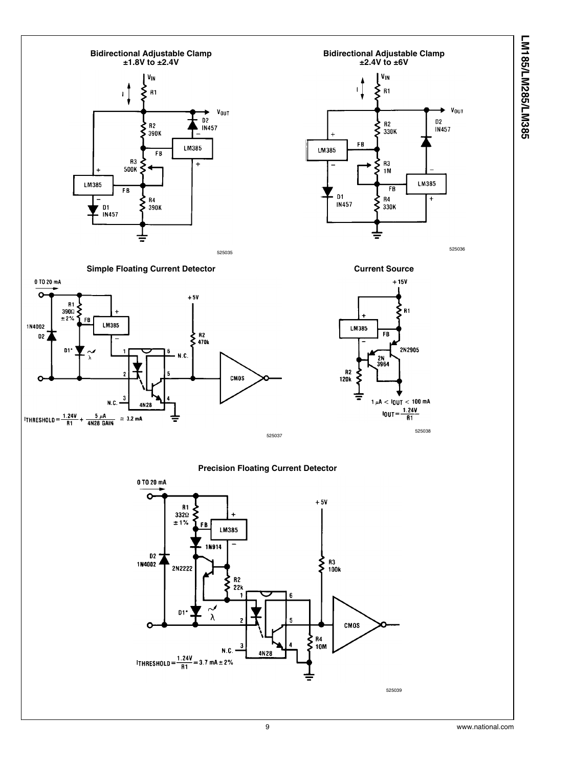### Bidirectional Adjustable Clamp ±1.8V to ±2.4V

525035

### Bidirectional Adjustable Clamp ±2.4V to ±6V

525036

### Simple Floating Current Detector

$I_{THRESHOLD} = \frac{1.24V}{R1} + \frac{5\ \mu A}{4N28\ GAIN} \cong 3.2\ mA$

525037

### Current Source

$1\ \mu A < I_{OUT} < 100\ mA$

$I_{OUT} = \frac{1.24V}{R1}$

525038

### Precision Floating Current Detector

$I_{THRESHOLD} = \frac{1.24V}{R1} = 3.7\ mA \pm 2\%$

525039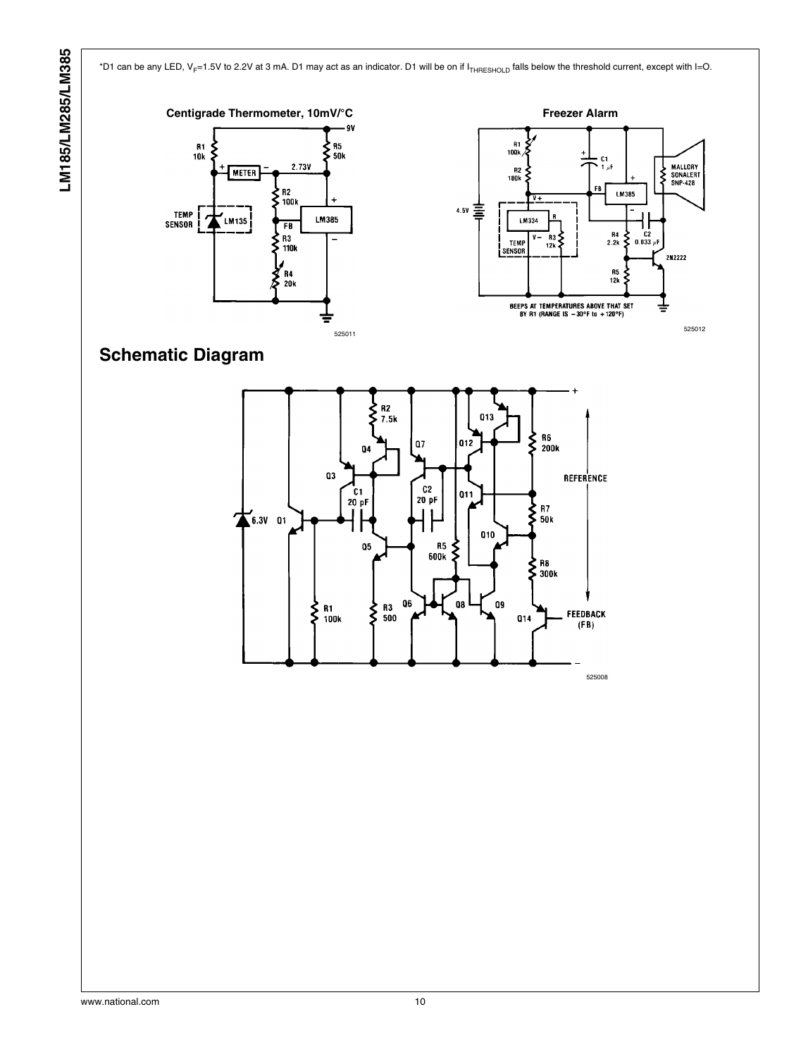*D1 can be any LED, $V_F$=1.5V to 2.2V at 3 mA. D1 may act as an indicator. D1 will be on if $I_{THRESHOLD}$ falls below the threshold current, except with I=O.

**Centigrade Thermometer, 10mV/°C**

525011

**Freezer Alarm**

BEEPS AT TEMPERATURES ABOVE THAT SET BY R1 (RANGE IS −30°F to +120°F)

525012

## Schematic Diagram

525008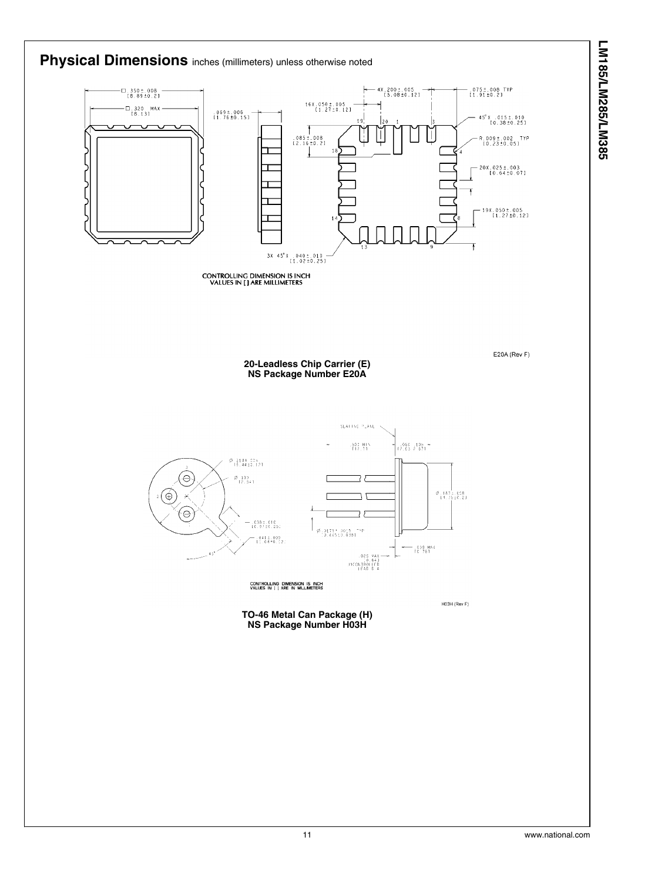# Physical Dimensions inches (millimeters) unless otherwise noted

CONTROLLING DIMENSION IS INCH
VALUES IN [] ARE MILLIMETERS

E20A (Rev F)

**20-Leadless Chip Carrier (E)**
**NS Package Number E20A**

CONTROLLING DIMENSION IS INCH
VALUES IN [ ] ARE IN MILLIMETERS

H03H (Rev F)

**TO-46 Metal Can Package (H)**
**NS Package Number H03H**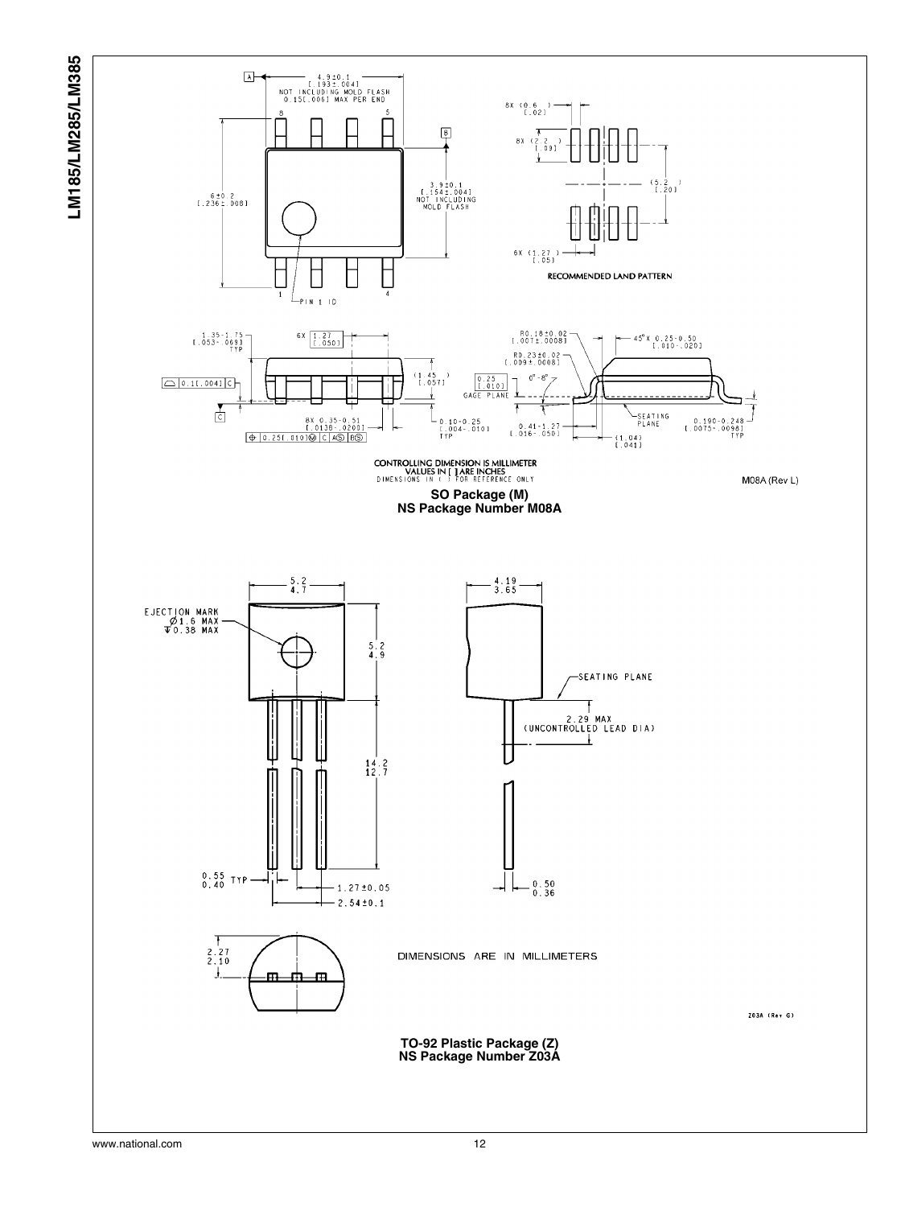CONTROLLING DIMENSION IS MILLIMETER
VALUES IN [ ] ARE INCHES
DIMENSIONS IN ( ) FOR REFERENCE ONLY

M08A (Rev L)

**SO Package (M)**
**NS Package Number M08A**

DIMENSIONS ARE IN MILLIMETERS

Z03A (Rev G)

**TO-92 Plastic Package (Z)**
**NS Package Number Z03A**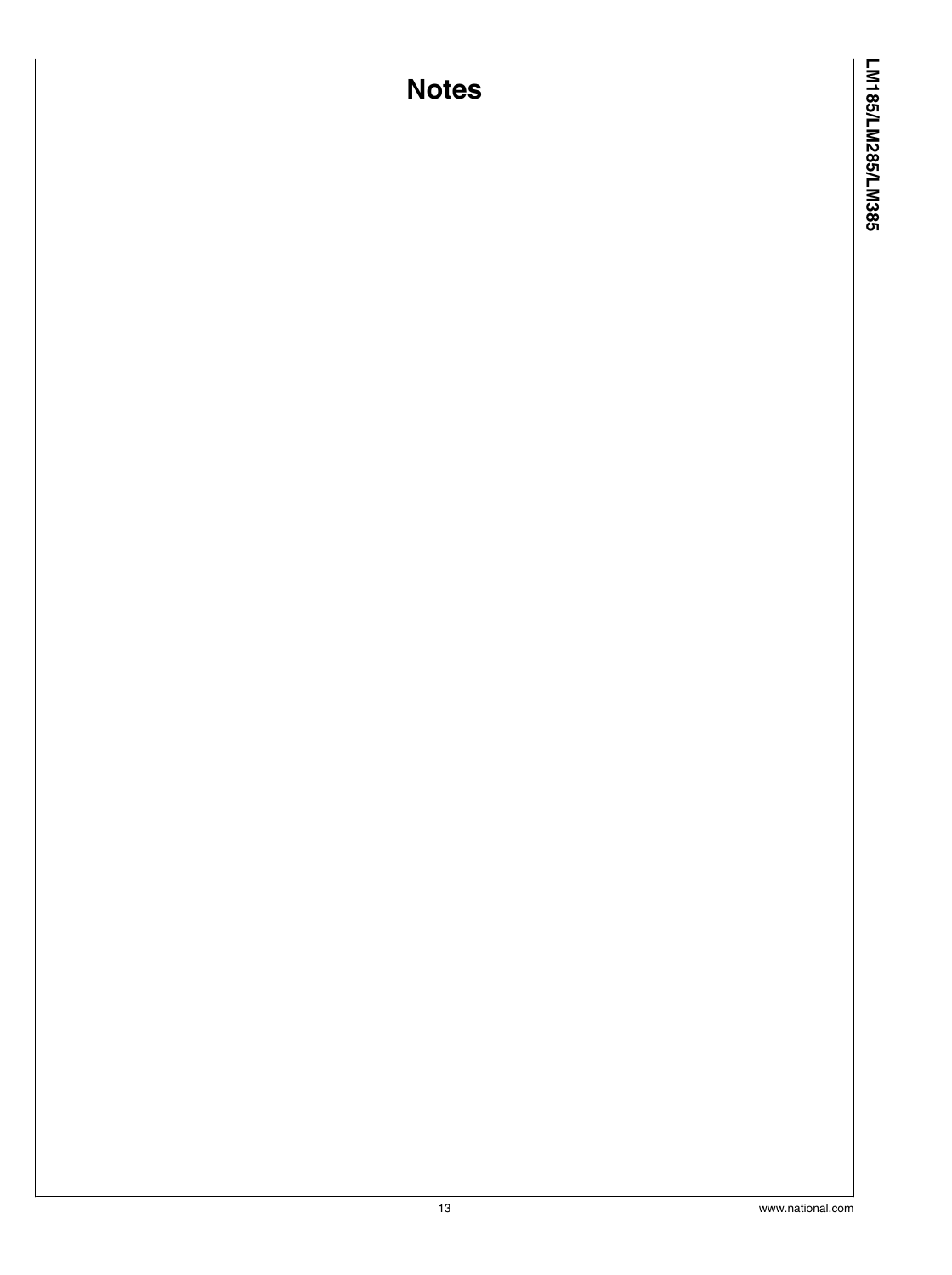# Notes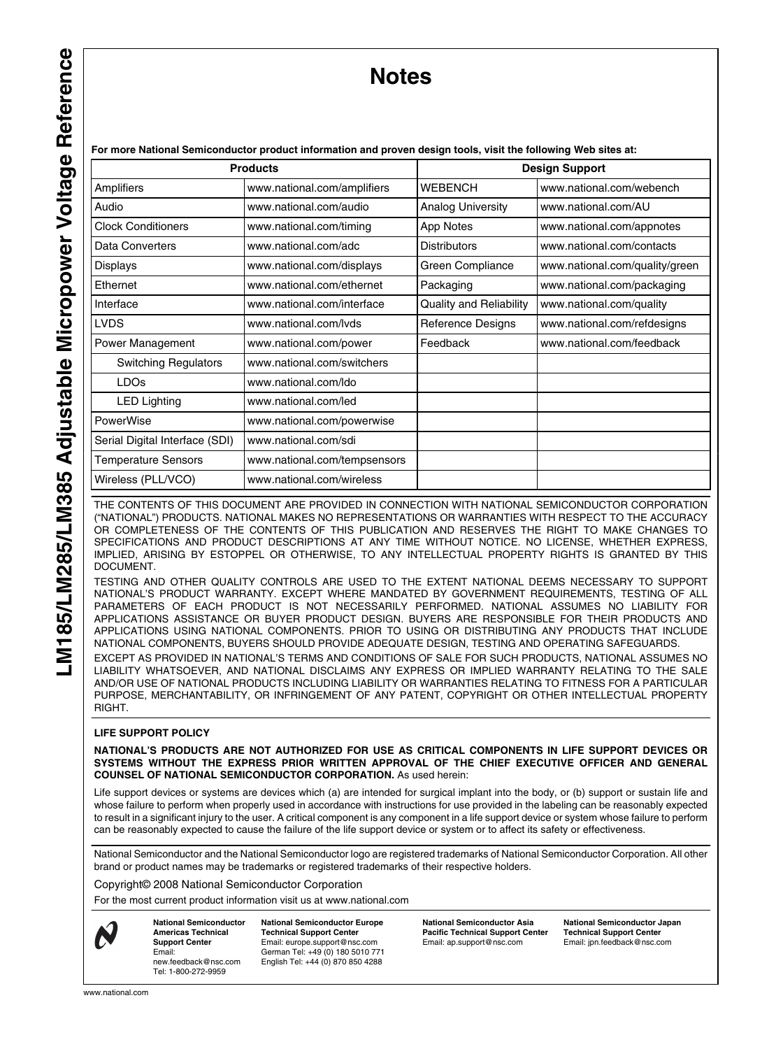# Notes

**For more National Semiconductor product information and proven design tools, visit the following Web sites at:**

| Products | | Design Support | |
|---|---|---|---|
| Amplifiers | www.national.com/amplifiers | WEBENCH | www.national.com/webench |
| Audio | www.national.com/audio | Analog University | www.national.com/AU |
| Clock Conditioners | www.national.com/timing | App Notes | www.national.com/appnotes |
| Data Converters | www.national.com/adc | Distributors | www.national.com/contacts |
| Displays | www.national.com/displays | Green Compliance | www.national.com/quality/green |
| Ethernet | www.national.com/ethernet | Packaging | www.national.com/packaging |
| Interface | www.national.com/interface | Quality and Reliability | www.national.com/quality |
| LVDS | www.national.com/lvds | Reference Designs | www.national.com/refdesigns |
| Power Management | www.national.com/power | Feedback | www.national.com/feedback |
| Switching Regulators | www.national.com/switchers | | |
| LDOs | www.national.com/ldo | | |
| LED Lighting | www.national.com/led | | |
| PowerWise | www.national.com/powerwise | | |
| Serial Digital Interface (SDI) | www.national.com/sdi | | |
| Temperature Sensors | www.national.com/tempsensors | | |
| Wireless (PLL/VCO) | www.national.com/wireless | | |

THE CONTENTS OF THIS DOCUMENT ARE PROVIDED IN CONNECTION WITH NATIONAL SEMICONDUCTOR CORPORATION ("NATIONAL") PRODUCTS. NATIONAL MAKES NO REPRESENTATIONS OR WARRANTIES WITH RESPECT TO THE ACCURACY OR COMPLETENESS OF THE CONTENTS OF THIS PUBLICATION AND RESERVES THE RIGHT TO MAKE CHANGES TO SPECIFICATIONS AND PRODUCT DESCRIPTIONS AT ANY TIME WITHOUT NOTICE. NO LICENSE, WHETHER EXPRESS, IMPLIED, ARISING BY ESTOPPEL OR OTHERWISE, TO ANY INTELLECTUAL PROPERTY RIGHTS IS GRANTED BY THIS DOCUMENT.

TESTING AND OTHER QUALITY CONTROLS ARE USED TO THE EXTENT NATIONAL DEEMS NECESSARY TO SUPPORT NATIONAL'S PRODUCT WARRANTY. EXCEPT WHERE MANDATED BY GOVERNMENT REQUIREMENTS, TESTING OF ALL PARAMETERS OF EACH PRODUCT IS NOT NECESSARILY PERFORMED. NATIONAL ASSUMES NO LIABILITY FOR APPLICATIONS ASSISTANCE OR BUYER PRODUCT DESIGN. BUYERS ARE RESPONSIBLE FOR THEIR PRODUCTS AND APPLICATIONS USING NATIONAL COMPONENTS. PRIOR TO USING OR DISTRIBUTING ANY PRODUCTS THAT INCLUDE NATIONAL COMPONENTS, BUYERS SHOULD PROVIDE ADEQUATE DESIGN, TESTING AND OPERATING SAFEGUARDS.

EXCEPT AS PROVIDED IN NATIONAL'S TERMS AND CONDITIONS OF SALE FOR SUCH PRODUCTS, NATIONAL ASSUMES NO LIABILITY WHATSOEVER, AND NATIONAL DISCLAIMS ANY EXPRESS OR IMPLIED WARRANTY RELATING TO THE SALE AND/OR USE OF NATIONAL PRODUCTS INCLUDING LIABILITY OR WARRANTIES RELATING TO FITNESS FOR A PARTICULAR PURPOSE, MERCHANTABILITY, OR INFRINGEMENT OF ANY PATENT, COPYRIGHT OR OTHER INTELLECTUAL PROPERTY RIGHT.

**LIFE SUPPORT POLICY**

**NATIONAL'S PRODUCTS ARE NOT AUTHORIZED FOR USE AS CRITICAL COMPONENTS IN LIFE SUPPORT DEVICES OR SYSTEMS WITHOUT THE EXPRESS PRIOR WRITTEN APPROVAL OF THE CHIEF EXECUTIVE OFFICER AND GENERAL COUNSEL OF NATIONAL SEMICONDUCTOR CORPORATION.** As used herein:

Life support devices or systems are devices which (a) are intended for surgical implant into the body, or (b) support or sustain life and whose failure to perform when properly used in accordance with instructions for use provided in the labeling can be reasonably expected to result in a significant injury to the user. A critical component is any component in a life support device or system whose failure to perform can be reasonably expected to cause the failure of the life support device or system or to affect its safety or effectiveness.

National Semiconductor and the National Semiconductor logo are registered trademarks of National Semiconductor Corporation. All other brand or product names may be trademarks or registered trademarks of their respective holders.

Copyright© 2008 National Semiconductor Corporation

For the most current product information visit us at www.national.com

**National Semiconductor Americas Technical Support Center**
Email: new.feedback@nsc.com
Tel: 1-800-272-9959

**National Semiconductor Europe Technical Support Center**
Email: europe.support@nsc.com
German Tel: +49 (0) 180 5010 771
English Tel: +44 (0) 870 850 4288

**National Semiconductor Asia Pacific Technical Support Center**
Email: ap.support@nsc.com

**National Semiconductor Japan Technical Support Center**
Email: jpn.feedback@nsc.com